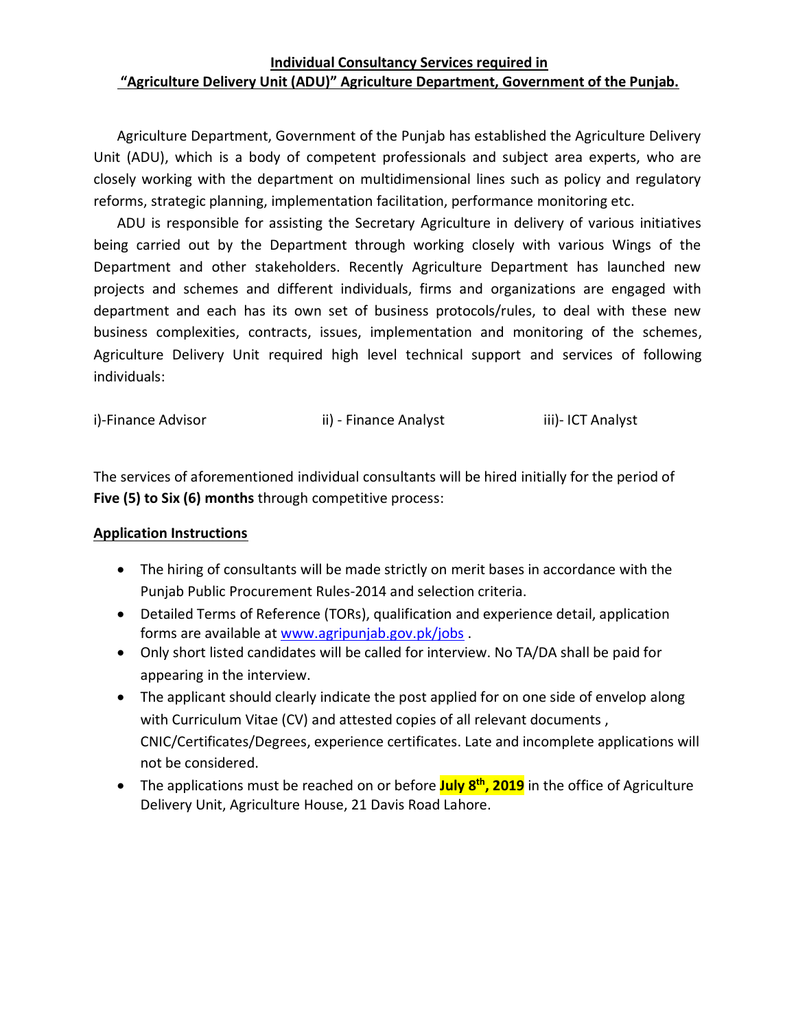**Individual Consultancy Services required in**
**"Agriculture Delivery Unit (ADU)" Agriculture Department, Government of the Punjab.**

Agriculture Department, Government of the Punjab has established the Agriculture Delivery Unit (ADU), which is a body of competent professionals and subject area experts, who are closely working with the department on multidimensional lines such as policy and regulatory reforms, strategic planning, implementation facilitation, performance monitoring etc.

ADU is responsible for assisting the Secretary Agriculture in delivery of various initiatives being carried out by the Department through working closely with various Wings of the Department and other stakeholders. Recently Agriculture Department has launched new projects and schemes and different individuals, firms and organizations are engaged with department and each has its own set of business protocols/rules, to deal with these new business complexities, contracts, issues, implementation and monitoring of the schemes, Agriculture Delivery Unit required high level technical support and services of following individuals:

i)-Finance Advisor    ii) - Finance Analyst    iii)- ICT Analyst

The services of aforementioned individual consultants will be hired initially for the period of **Five (5) to Six (6) months** through competitive process:

**Application Instructions**

- The hiring of consultants will be made strictly on merit bases in accordance with the Punjab Public Procurement Rules-2014 and selection criteria.
- Detailed Terms of Reference (TORs), qualification and experience detail, application forms are available at www.agripunjab.gov.pk/jobs .
- Only short listed candidates will be called for interview. No TA/DA shall be paid for appearing in the interview.
- The applicant should clearly indicate the post applied for on one side of envelop along with Curriculum Vitae (CV) and attested copies of all relevant documents , CNIC/Certificates/Degrees, experience certificates. Late and incomplete applications will not be considered.
- The applications must be reached on or before **July 8th, 2019** in the office of Agriculture Delivery Unit, Agriculture House, 21 Davis Road Lahore.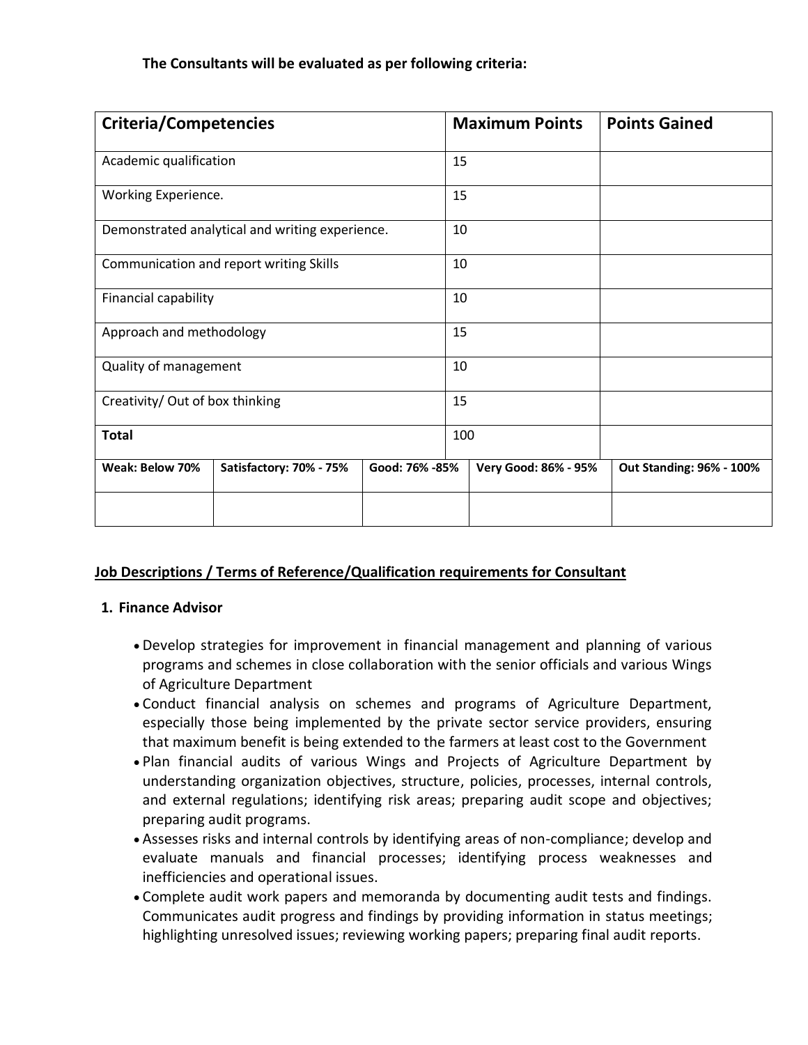**The Consultants will be evaluated as per following criteria:**

| Criteria/Competencies | Maximum Points | Points Gained |
|---|---|---|
| Academic qualification | 15 | |
| Working Experience. | 15 | |
| Demonstrated analytical and writing experience. | 10 | |
| Communication and report writing Skills | 10 | |
| Financial capability | 10 | |
| Approach and methodology | 15 | |
| Quality of management | 10 | |
| Creativity/ Out of box thinking | 15 | |
| **Total** | 100 | |

| Weak: Below 70% | Satisfactory: 70% - 75% | Good: 76% -85% | Very Good: 86% - 95% | Out Standing: 96% - 100% |
|---|---|---|---|---|
| | | | | |

## Job Descriptions / Terms of Reference/Qualification requirements for Consultant

### 1. Finance Advisor

- Develop strategies for improvement in financial management and planning of various programs and schemes in close collaboration with the senior officials and various Wings of Agriculture Department
- Conduct financial analysis on schemes and programs of Agriculture Department, especially those being implemented by the private sector service providers, ensuring that maximum benefit is being extended to the farmers at least cost to the Government
- Plan financial audits of various Wings and Projects of Agriculture Department by understanding organization objectives, structure, policies, processes, internal controls, and external regulations; identifying risk areas; preparing audit scope and objectives; preparing audit programs.
- Assesses risks and internal controls by identifying areas of non-compliance; develop and evaluate manuals and financial processes; identifying process weaknesses and inefficiencies and operational issues.
- Complete audit work papers and memoranda by documenting audit tests and findings. Communicates audit progress and findings by providing information in status meetings; highlighting unresolved issues; reviewing working papers; preparing final audit reports.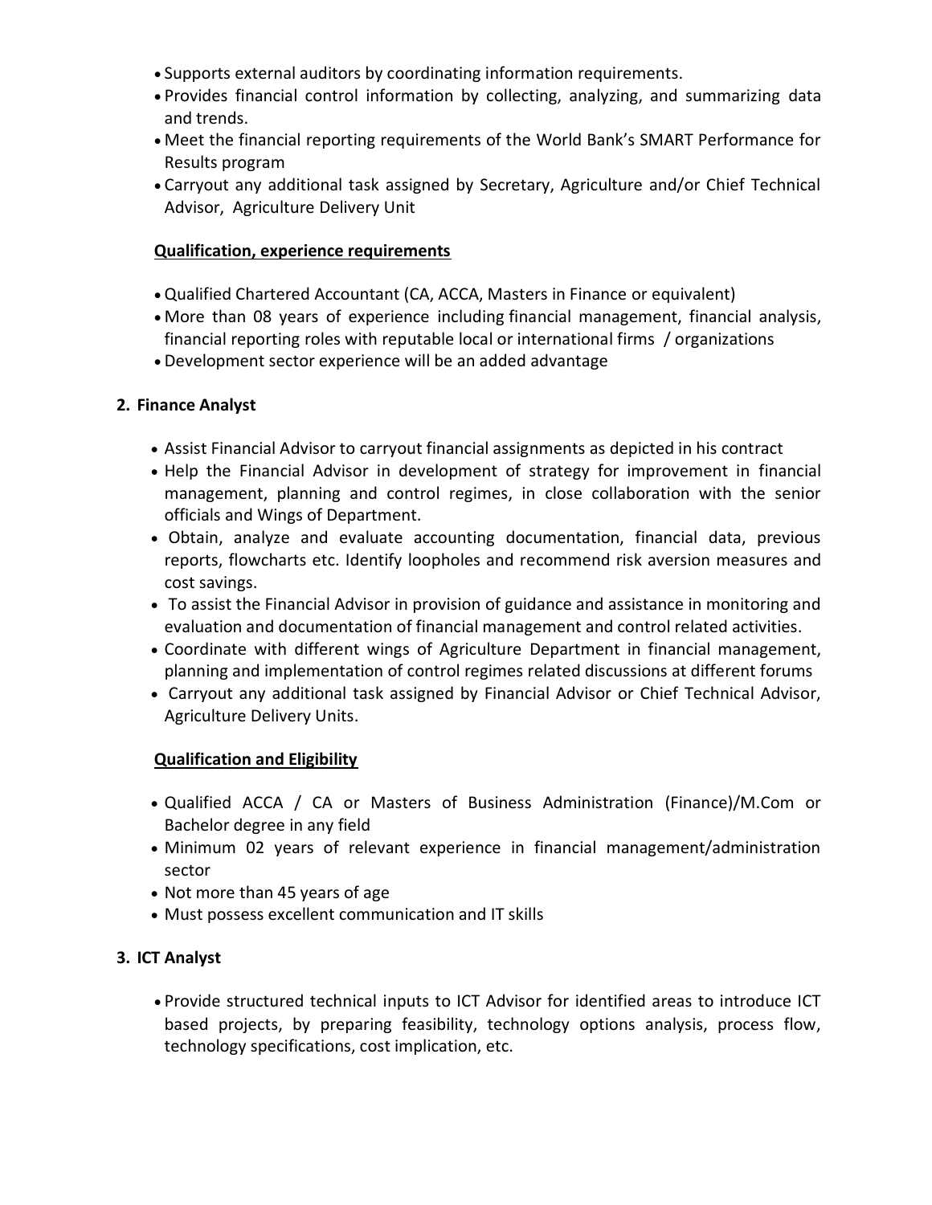- Supports external auditors by coordinating information requirements.
- Provides financial control information by collecting, analyzing, and summarizing data and trends.
- Meet the financial reporting requirements of the World Bank's SMART Performance for Results program
- Carryout any additional task assigned by Secretary, Agriculture and/or Chief Technical Advisor, Agriculture Delivery Unit

**Qualification, experience requirements**

- Qualified Chartered Accountant (CA, ACCA, Masters in Finance or equivalent)
- More than 08 years of experience including financial management, financial analysis, financial reporting roles with reputable local or international firms / organizations
- Development sector experience will be an added advantage

**2. Finance Analyst**

- Assist Financial Advisor to carryout financial assignments as depicted in his contract
- Help the Financial Advisor in development of strategy for improvement in financial management, planning and control regimes, in close collaboration with the senior officials and Wings of Department.
- Obtain, analyze and evaluate accounting documentation, financial data, previous reports, flowcharts etc. Identify loopholes and recommend risk aversion measures and cost savings.
- To assist the Financial Advisor in provision of guidance and assistance in monitoring and evaluation and documentation of financial management and control related activities.
- Coordinate with different wings of Agriculture Department in financial management, planning and implementation of control regimes related discussions at different forums
- Carryout any additional task assigned by Financial Advisor or Chief Technical Advisor, Agriculture Delivery Units.

**Qualification and Eligibility**

- Qualified ACCA / CA or Masters of Business Administration (Finance)/M.Com or Bachelor degree in any field
- Minimum 02 years of relevant experience in financial management/administration sector
- Not more than 45 years of age
- Must possess excellent communication and IT skills

**3. ICT Analyst**

- Provide structured technical inputs to ICT Advisor for identified areas to introduce ICT based projects, by preparing feasibility, technology options analysis, process flow, technology specifications, cost implication, etc.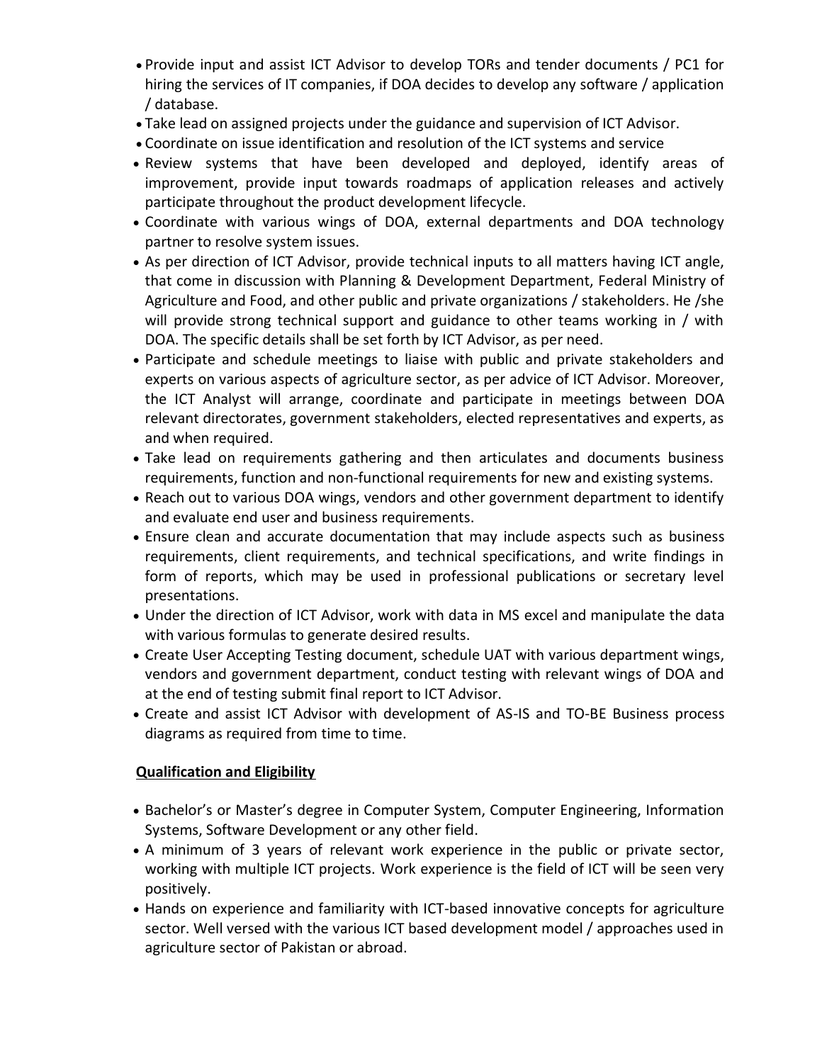- Provide input and assist ICT Advisor to develop TORs and tender documents / PC1 for hiring the services of IT companies, if DOA decides to develop any software / application / database.
- Take lead on assigned projects under the guidance and supervision of ICT Advisor.
- Coordinate on issue identification and resolution of the ICT systems and service
- Review systems that have been developed and deployed, identify areas of improvement, provide input towards roadmaps of application releases and actively participate throughout the product development lifecycle.
- Coordinate with various wings of DOA, external departments and DOA technology partner to resolve system issues.
- As per direction of ICT Advisor, provide technical inputs to all matters having ICT angle, that come in discussion with Planning & Development Department, Federal Ministry of Agriculture and Food, and other public and private organizations / stakeholders. He /she will provide strong technical support and guidance to other teams working in / with DOA. The specific details shall be set forth by ICT Advisor, as per need.
- Participate and schedule meetings to liaise with public and private stakeholders and experts on various aspects of agriculture sector, as per advice of ICT Advisor. Moreover, the ICT Analyst will arrange, coordinate and participate in meetings between DOA relevant directorates, government stakeholders, elected representatives and experts, as and when required.
- Take lead on requirements gathering and then articulates and documents business requirements, function and non-functional requirements for new and existing systems.
- Reach out to various DOA wings, vendors and other government department to identify and evaluate end user and business requirements.
- Ensure clean and accurate documentation that may include aspects such as business requirements, client requirements, and technical specifications, and write findings in form of reports, which may be used in professional publications or secretary level presentations.
- Under the direction of ICT Advisor, work with data in MS excel and manipulate the data with various formulas to generate desired results.
- Create User Accepting Testing document, schedule UAT with various department wings, vendors and government department, conduct testing with relevant wings of DOA and at the end of testing submit final report to ICT Advisor.
- Create and assist ICT Advisor with development of AS-IS and TO-BE Business process diagrams as required from time to time.

**Qualification and Eligibility**

- Bachelor's or Master's degree in Computer System, Computer Engineering, Information Systems, Software Development or any other field.
- A minimum of 3 years of relevant work experience in the public or private sector, working with multiple ICT projects. Work experience is the field of ICT will be seen very positively.
- Hands on experience and familiarity with ICT-based innovative concepts for agriculture sector. Well versed with the various ICT based development model / approaches used in agriculture sector of Pakistan or abroad.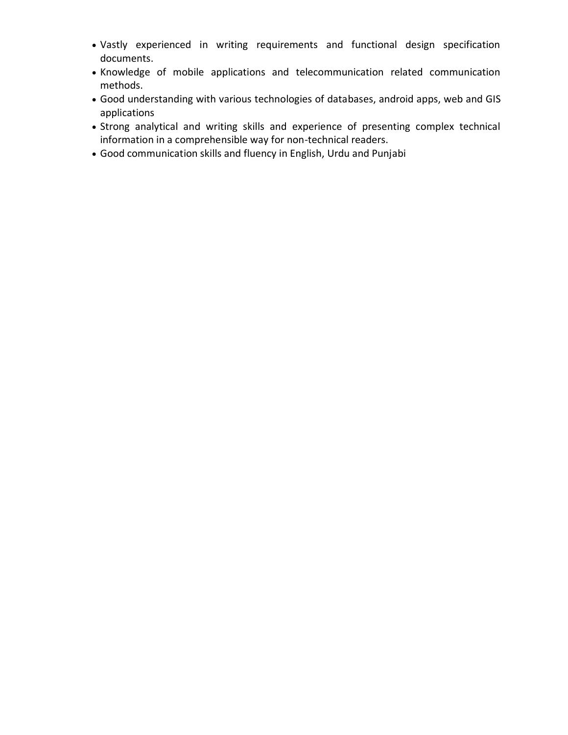- Vastly experienced in writing requirements and functional design specification documents.
- Knowledge of mobile applications and telecommunication related communication methods.
- Good understanding with various technologies of databases, android apps, web and GIS applications
- Strong analytical and writing skills and experience of presenting complex technical information in a comprehensible way for non-technical readers.
- Good communication skills and fluency in English, Urdu and Punjabi